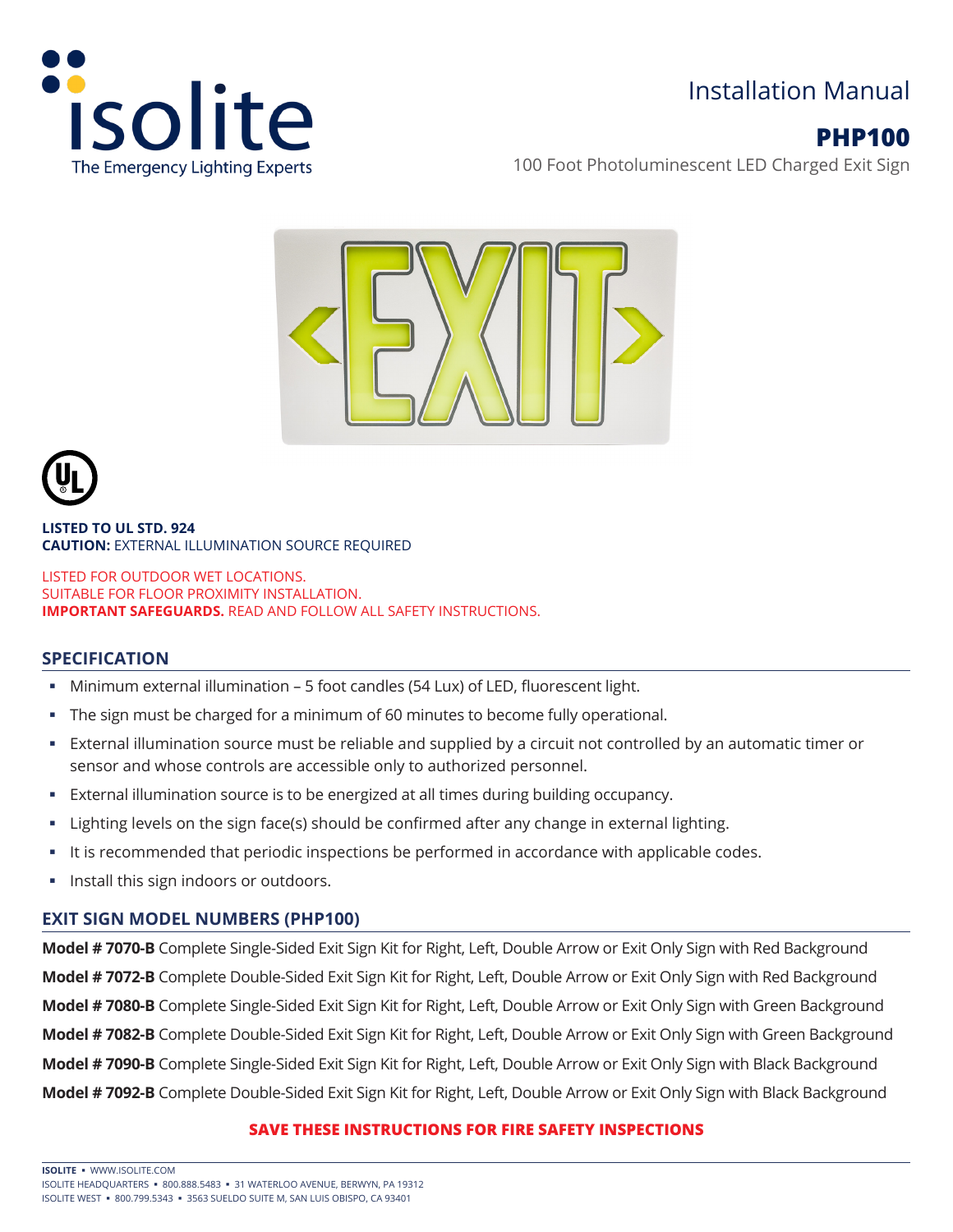isolite
The Emergency Lighting Experts

# Installation Manual

## PHP100

100 Foot Photoluminescent LED Charged Exit Sign

**LISTED TO UL STD. 924**
**CAUTION:** EXTERNAL ILLUMINATION SOURCE REQUIRED

LISTED FOR OUTDOOR WET LOCATIONS.
SUITABLE FOR FLOOR PROXIMITY INSTALLATION.
**IMPORTANT SAFEGUARDS.** READ AND FOLLOW ALL SAFETY INSTRUCTIONS.

## SPECIFICATION

- Minimum external illumination – 5 foot candles (54 Lux) of LED, fluorescent light.
- The sign must be charged for a minimum of 60 minutes to become fully operational.
- External illumination source must be reliable and supplied by a circuit not controlled by an automatic timer or sensor and whose controls are accessible only to authorized personnel.
- External illumination source is to be energized at all times during building occupancy.
- Lighting levels on the sign face(s) should be confirmed after any change in external lighting.
- It is recommended that periodic inspections be performed in accordance with applicable codes.
- Install this sign indoors or outdoors.

## EXIT SIGN MODEL NUMBERS (PHP100)

**Model # 7070-B** Complete Single-Sided Exit Sign Kit for Right, Left, Double Arrow or Exit Only Sign with Red Background
**Model # 7072-B** Complete Double-Sided Exit Sign Kit for Right, Left, Double Arrow or Exit Only Sign with Red Background
**Model # 7080-B** Complete Single-Sided Exit Sign Kit for Right, Left, Double Arrow or Exit Only Sign with Green Background
**Model # 7082-B** Complete Double-Sided Exit Sign Kit for Right, Left, Double Arrow or Exit Only Sign with Green Background
**Model # 7090-B** Complete Single-Sided Exit Sign Kit for Right, Left, Double Arrow or Exit Only Sign with Black Background
**Model # 7092-B** Complete Double-Sided Exit Sign Kit for Right, Left, Double Arrow or Exit Only Sign with Black Background

**SAVE THESE INSTRUCTIONS FOR FIRE SAFETY INSPECTIONS**

**ISOLITE** ▪ WWW.ISOLITE.COM
ISOLITE HEADQUARTERS ▪ 800.888.5483 ▪ 31 WATERLOO AVENUE, BERWYN, PA 19312
ISOLITE WEST ▪ 800.799.5343 ▪ 3563 SUELDO SUITE M, SAN LUIS OBISPO, CA 93401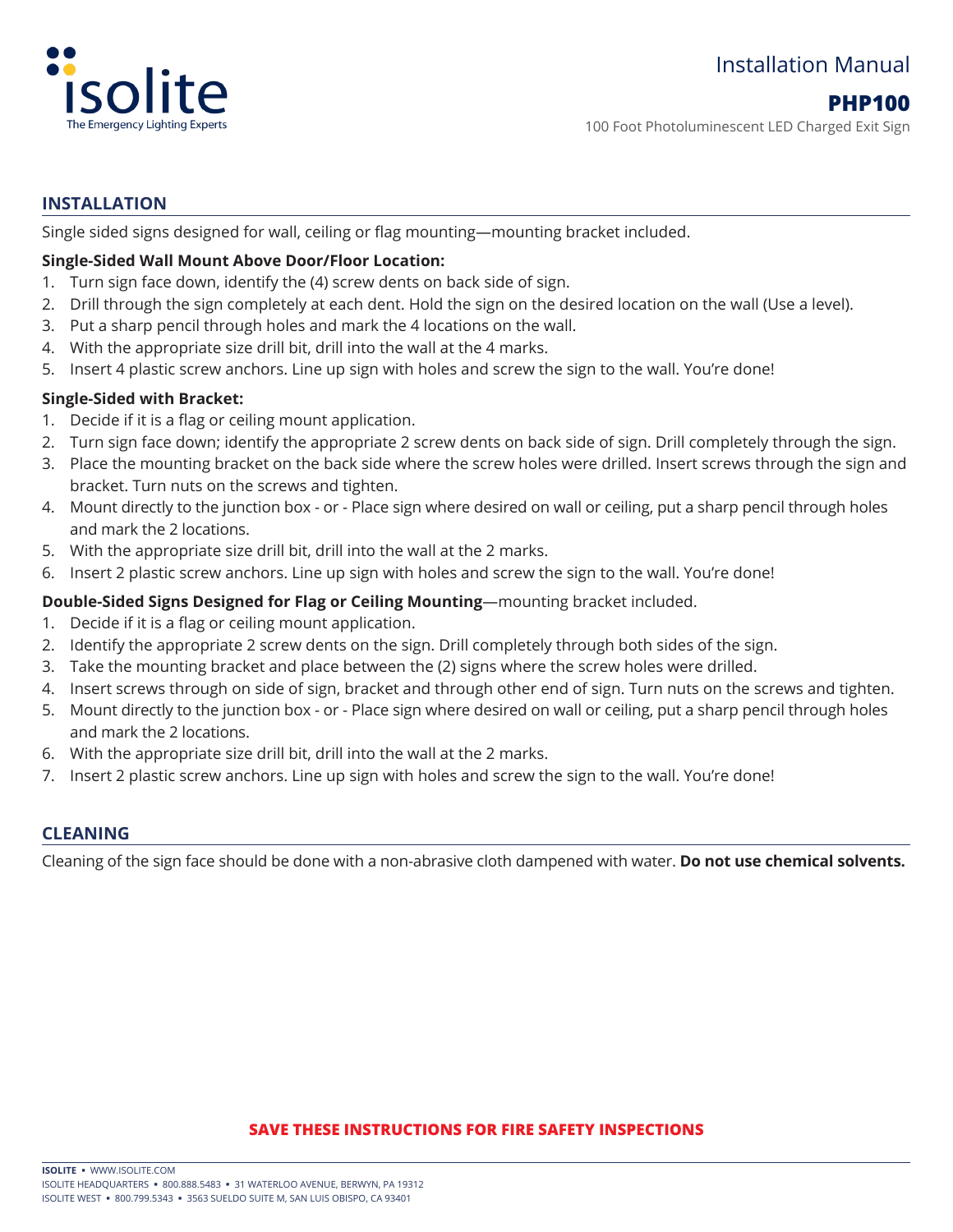isolite
The Emergency Lighting Experts

Installation Manual

**PHP100**

100 Foot Photoluminescent LED Charged Exit Sign

## INSTALLATION

Single sided signs designed for wall, ceiling or flag mounting—mounting bracket included.

**Single-Sided Wall Mount Above Door/Floor Location:**

1. Turn sign face down, identify the (4) screw dents on back side of sign.
2. Drill through the sign completely at each dent. Hold the sign on the desired location on the wall (Use a level).
3. Put a sharp pencil through holes and mark the 4 locations on the wall.
4. With the appropriate size drill bit, drill into the wall at the 4 marks.
5. Insert 4 plastic screw anchors. Line up sign with holes and screw the sign to the wall. You're done!

**Single-Sided with Bracket:**

1. Decide if it is a flag or ceiling mount application.
2. Turn sign face down; identify the appropriate 2 screw dents on back side of sign. Drill completely through the sign.
3. Place the mounting bracket on the back side where the screw holes were drilled. Insert screws through the sign and bracket. Turn nuts on the screws and tighten.
4. Mount directly to the junction box - or - Place sign where desired on wall or ceiling, put a sharp pencil through holes and mark the 2 locations.
5. With the appropriate size drill bit, drill into the wall at the 2 marks.
6. Insert 2 plastic screw anchors. Line up sign with holes and screw the sign to the wall. You're done!

**Double-Sided Signs Designed for Flag or Ceiling Mounting**—mounting bracket included.

1. Decide if it is a flag or ceiling mount application.
2. Identify the appropriate 2 screw dents on the sign. Drill completely through both sides of the sign.
3. Take the mounting bracket and place between the (2) signs where the screw holes were drilled.
4. Insert screws through on side of sign, bracket and through other end of sign. Turn nuts on the screws and tighten.
5. Mount directly to the junction box - or - Place sign where desired on wall or ceiling, put a sharp pencil through holes and mark the 2 locations.
6. With the appropriate size drill bit, drill into the wall at the 2 marks.
7. Insert 2 plastic screw anchors. Line up sign with holes and screw the sign to the wall. You're done!

## CLEANING

Cleaning of the sign face should be done with a non-abrasive cloth dampened with water. **Do not use chemical solvents.**

**SAVE THESE INSTRUCTIONS FOR FIRE SAFETY INSPECTIONS**

**ISOLITE** ▪ WWW.ISOLITE.COM
ISOLITE HEADQUARTERS ▪ 800.888.5483 ▪ 31 WATERLOO AVENUE, BERWYN, PA 19312
ISOLITE WEST ▪ 800.799.5343 ▪ 3563 SUELDO SUITE M, SAN LUIS OBISPO, CA 93401